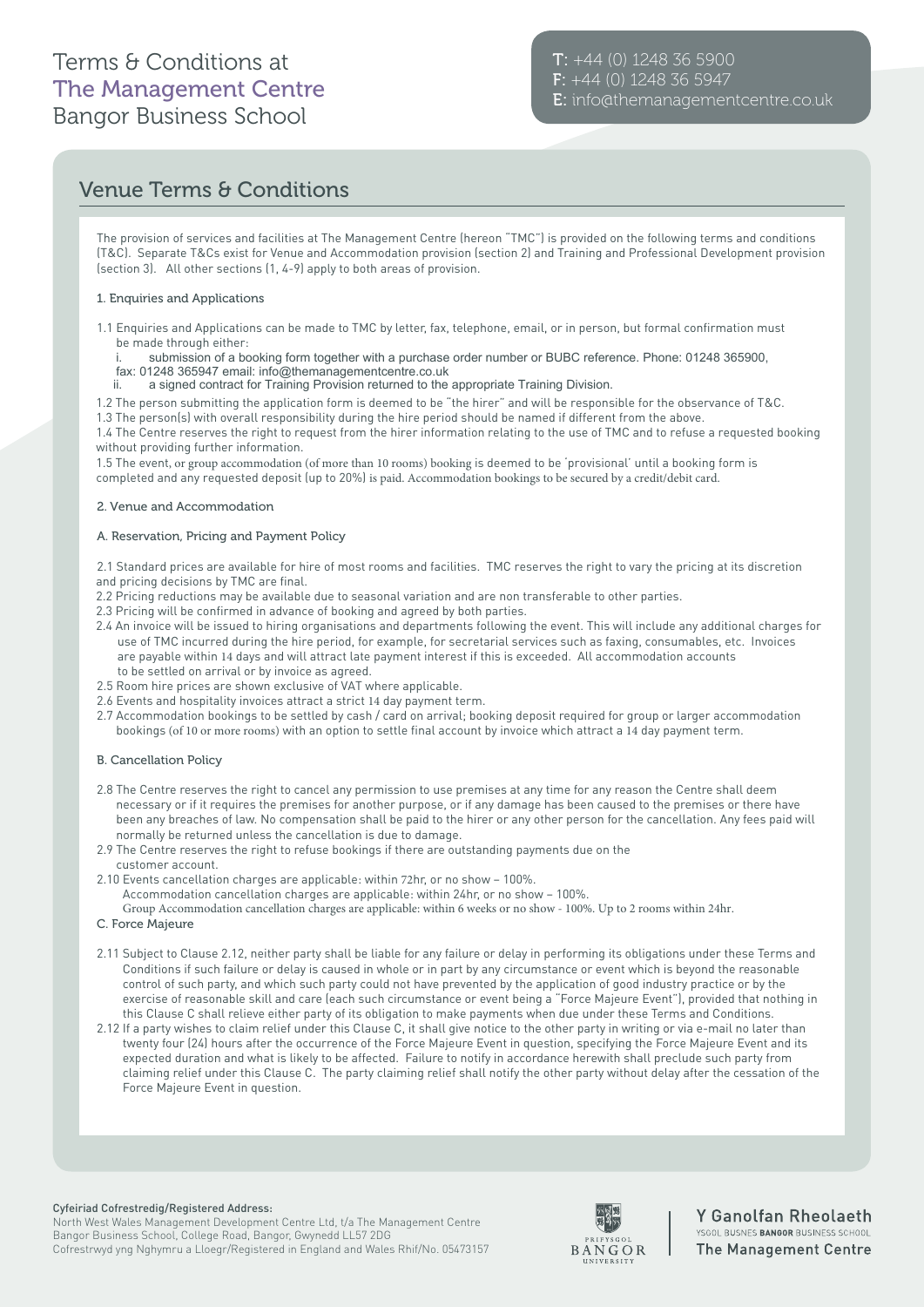# Terms & Conditions at The Management Centre Bangor Business School

T: +44 (0) 1248 36 5900
F: +44 (0) 1248 36 5947
E: info@themanagementcentre.co.uk

## Venue Terms & Conditions

The provision of services and facilities at The Management Centre (hereon "TMC") is provided on the following terms and conditions (T&C). Separate T&Cs exist for Venue and Accommodation provision (section 2) and Training and Professional Development provision (section 3). All other sections (1, 4-9) apply to both areas of provision.

### 1. Enquiries and Applications

1.1 Enquiries and Applications can be made to TMC by letter, fax, telephone, email, or in person, but formal confirmation must be made through either:

i. submission of a booking form together with a purchase order number or BUBC reference. Phone: 01248 365900, fax: 01248 365947 email: info@themanagementcentre.co.uk

ii. a signed contract for Training Provision returned to the appropriate Training Division.

1.2 The person submitting the application form is deemed to be "the hirer" and will be responsible for the observance of T&C.

1.3 The person(s) with overall responsibility during the hire period should be named if different from the above.

1.4 The Centre reserves the right to request from the hirer information relating to the use of TMC and to refuse a requested booking without providing further information.

1.5 The event, or group accommodation (of more than 10 rooms) booking is deemed to be 'provisional' until a booking form is completed and any requested deposit (up to 20%) is paid. Accommodation bookings to be secured by a credit/debit card.

### 2. Venue and Accommodation

#### A. Reservation, Pricing and Payment Policy

2.1 Standard prices are available for hire of most rooms and facilities. TMC reserves the right to vary the pricing at its discretion and pricing decisions by TMC are final.

2.2 Pricing reductions may be available due to seasonal variation and are non transferable to other parties.

2.3 Pricing will be confirmed in advance of booking and agreed by both parties.

2.4 An invoice will be issued to hiring organisations and departments following the event. This will include any additional charges for use of TMC incurred during the hire period, for example, for secretarial services such as faxing, consumables, etc. Invoices are payable within 14 days and will attract late payment interest if this is exceeded. All accommodation accounts to be settled on arrival or by invoice as agreed.

2.5 Room hire prices are shown exclusive of VAT where applicable.

2.6 Events and hospitality invoices attract a strict 14 day payment term.

2.7 Accommodation bookings to be settled by cash / card on arrival; booking deposit required for group or larger accommodation bookings (of 10 or more rooms) with an option to settle final account by invoice which attract a 14 day payment term.

#### B. Cancellation Policy

2.8 The Centre reserves the right to cancel any permission to use premises at any time for any reason the Centre shall deem necessary or if it requires the premises for another purpose, or if any damage has been caused to the premises or there have been any breaches of law. No compensation shall be paid to the hirer or any other person for the cancellation. Any fees paid will normally be returned unless the cancellation is due to damage.

2.9 The Centre reserves the right to refuse bookings if there are outstanding payments due on the customer account.

2.10 Events cancellation charges are applicable: within 72hr, or no show – 100%.
Accommodation cancellation charges are applicable: within 24hr, or no show – 100%.
Group Accommodation cancellation charges are applicable: within 6 weeks or no show - 100%. Up to 2 rooms within 24hr.

#### C. Force Majeure

2.11 Subject to Clause 2.12, neither party shall be liable for any failure or delay in performing its obligations under these Terms and Conditions if such failure or delay is caused in whole or in part by any circumstance or event which is beyond the reasonable control of such party, and which such party could not have prevented by the application of good industry practice or by the exercise of reasonable skill and care (each such circumstance or event being a "Force Majeure Event"), provided that nothing in this Clause C shall relieve either party of its obligation to make payments when due under these Terms and Conditions.

2.12 If a party wishes to claim relief under this Clause C, it shall give notice to the other party in writing or via e-mail no later than twenty four (24) hours after the occurrence of the Force Majeure Event in question, specifying the Force Majeure Event and its expected duration and what is likely to be affected. Failure to notify in accordance herewith shall preclude such party from claiming relief under this Clause C. The party claiming relief shall notify the other party without delay after the cessation of the Force Majeure Event in question.

**Cyfeiriad Cofrestredig/Registered Address:**
North West Wales Management Development Centre Ltd, t/a The Management Centre
Bangor Business School, College Road, Bangor, Gwynedd LL57 2DG
Cofrestrwyd yng Nghymru a Lloegr/Registered in England and Wales Rhif/No. 05473157

Y Ganolfan Rheolaeth
YSGOL BUSNES BANGOR BUSINESS SCHOOL
The Management Centre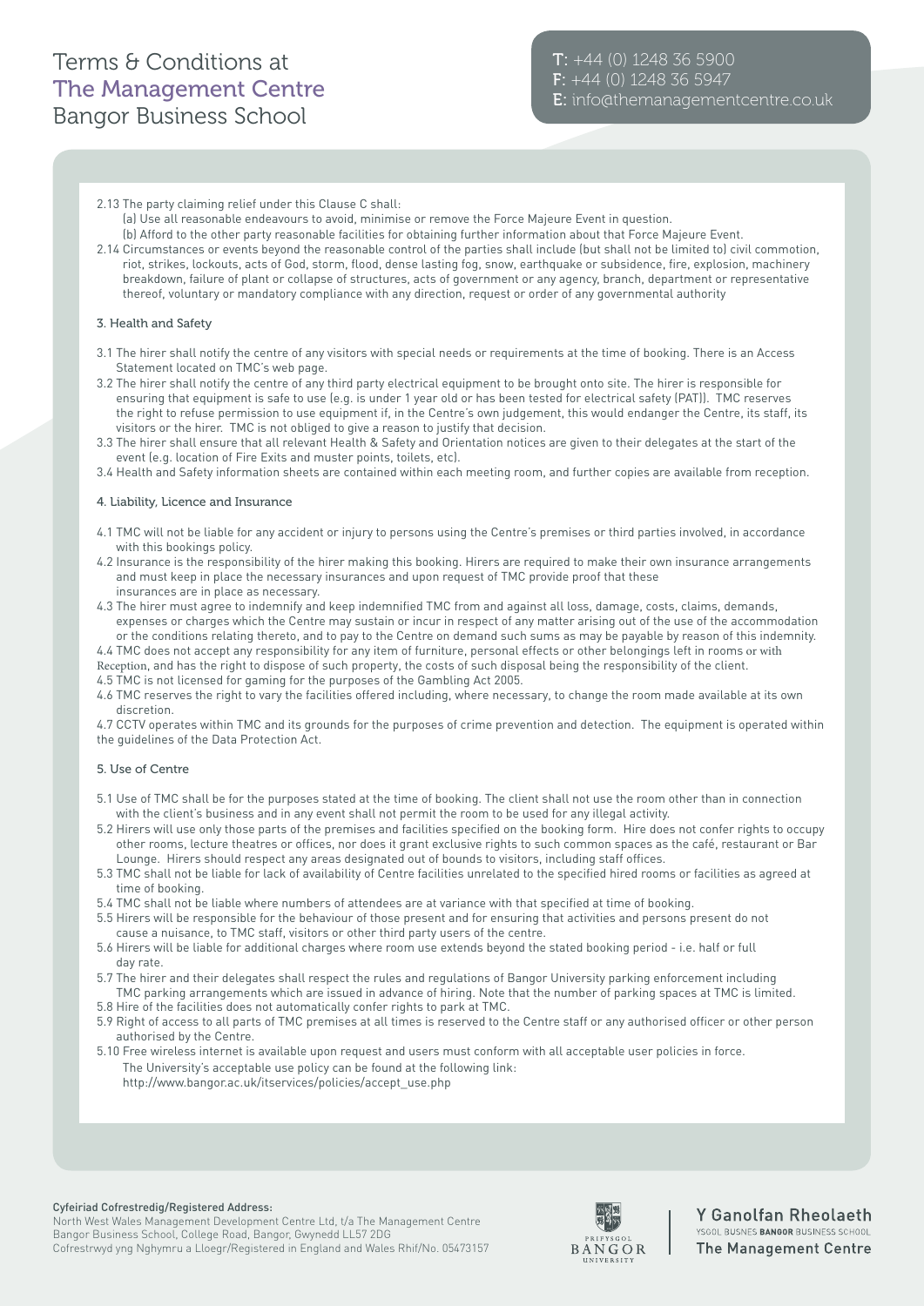2.13 The party claiming relief under this Clause C shall:

(a) Use all reasonable endeavours to avoid, minimise or remove the Force Majeure Event in question.

(b) Afford to the other party reasonable facilities for obtaining further information about that Force Majeure Event.

2.14 Circumstances or events beyond the reasonable control of the parties shall include (but shall not be limited to) civil commotion, riot, strikes, lockouts, acts of God, storm, flood, dense lasting fog, snow, earthquake or subsidence, fire, explosion, machinery breakdown, failure of plant or collapse of structures, acts of government or any agency, branch, department or representative thereof, voluntary or mandatory compliance with any direction, request or order of any governmental authority

### 3. Health and Safety

3.1 The hirer shall notify the centre of any visitors with special needs or requirements at the time of booking. There is an Access Statement located on TMC's web page.

3.2 The hirer shall notify the centre of any third party electrical equipment to be brought onto site. The hirer is responsible for ensuring that equipment is safe to use (e.g. is under 1 year old or has been tested for electrical safety (PAT)). TMC reserves the right to refuse permission to use equipment if, in the Centre's own judgement, this would endanger the Centre, its staff, its visitors or the hirer. TMC is not obliged to give a reason to justify that decision.

3.3 The hirer shall ensure that all relevant Health & Safety and Orientation notices are given to their delegates at the start of the event (e.g. location of Fire Exits and muster points, toilets, etc).

3.4 Health and Safety information sheets are contained within each meeting room, and further copies are available from reception.

### 4. Liability, Licence and Insurance

4.1 TMC will not be liable for any accident or injury to persons using the Centre's premises or third parties involved, in accordance with this bookings policy.

4.2 Insurance is the responsibility of the hirer making this booking. Hirers are required to make their own insurance arrangements and must keep in place the necessary insurances and upon request of TMC provide proof that these insurances are in place as necessary.

4.3 The hirer must agree to indemnify and keep indemnified TMC from and against all loss, damage, costs, claims, demands, expenses or charges which the Centre may sustain or incur in respect of any matter arising out of the use of the accommodation or the conditions relating thereto, and to pay to the Centre on demand such sums as may be payable by reason of this indemnity.

4.4 TMC does not accept any responsibility for any item of furniture, personal effects or other belongings left in rooms or with Reception, and has the right to dispose of such property, the costs of such disposal being the responsibility of the client.

4.5 TMC is not licensed for gaming for the purposes of the Gambling Act 2005.

4.6 TMC reserves the right to vary the facilities offered including, where necessary, to change the room made available at its own discretion.

4.7 CCTV operates within TMC and its grounds for the purposes of crime prevention and detection. The equipment is operated within the guidelines of the Data Protection Act.

### 5. Use of Centre

5.1 Use of TMC shall be for the purposes stated at the time of booking. The client shall not use the room other than in connection with the client's business and in any event shall not permit the room to be used for any illegal activity.

5.2 Hirers will use only those parts of the premises and facilities specified on the booking form. Hire does not confer rights to occupy other rooms, lecture theatres or offices, nor does it grant exclusive rights to such common spaces as the café, restaurant or Bar Lounge. Hirers should respect any areas designated out of bounds to visitors, including staff offices.

5.3 TMC shall not be liable for lack of availability of Centre facilities unrelated to the specified hired rooms or facilities as agreed at time of booking.

5.4 TMC shall not be liable where numbers of attendees are at variance with that specified at time of booking.

5.5 Hirers will be responsible for the behaviour of those present and for ensuring that activities and persons present do not cause a nuisance, to TMC staff, visitors or other third party users of the centre.

5.6 Hirers will be liable for additional charges where room use extends beyond the stated booking period - i.e. half or full day rate.

5.7 The hirer and their delegates shall respect the rules and regulations of Bangor University parking enforcement including TMC parking arrangements which are issued in advance of hiring. Note that the number of parking spaces at TMC is limited.

5.8 Hire of the facilities does not automatically confer rights to park at TMC.

5.9 Right of access to all parts of TMC premises at all times is reserved to the Centre staff or any authorised officer or other person authorised by the Centre.

5.10 Free wireless internet is available upon request and users must conform with all acceptable user policies in force. The University's acceptable use policy can be found at the following link: http://www.bangor.ac.uk/itservices/policies/accept_use.php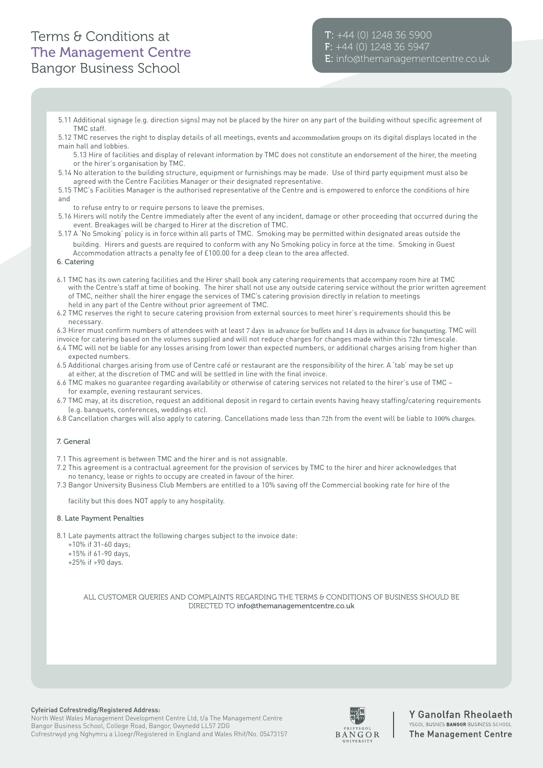5.11 Additional signage (e.g. direction signs) may not be placed by the hirer on any part of the building without specific agreement of TMC staff.

5.12 TMC reserves the right to display details of all meetings, events and accommodation groups on its digital displays located in the main hall and lobbies.

5.13 Hire of facilities and display of relevant information by TMC does not constitute an endorsement of the hirer, the meeting or the hirer's organisation by TMC.

5.14 No alteration to the building structure, equipment or furnishings may be made. Use of third party equipment must also be agreed with the Centre Facilities Manager or their designated representative.

5.15 TMC's Facilities Manager is the authorised representative of the Centre and is empowered to enforce the conditions of hire and to refuse entry to or require persons to leave the premises.

5.16 Hirers will notify the Centre immediately after the event of any incident, damage or other proceeding that occurred during the event. Breakages will be charged to Hirer at the discretion of TMC.

5.17 A 'No Smoking' policy is in force within all parts of TMC. Smoking may be permitted within designated areas outside the building. Hirers and guests are required to conform with any No Smoking policy in force at the time. Smoking in Guest Accommodation attracts a penalty fee of £100.00 for a deep clean to the area affected.

## 6. Catering

6.1 TMC has its own catering facilities and the Hirer shall book any catering requirements that accompany room hire at TMC with the Centre's staff at time of booking. The hirer shall not use any outside catering service without the prior written agreement of TMC, neither shall the hirer engage the services of TMC's catering provision directly in relation to meetings held in any part of the Centre without prior agreement of TMC.

6.2 TMC reserves the right to secure catering provision from external sources to meet hirer's requirements should this be necessary.

6.3 Hirer must confirm numbers of attendees with at least 7 days in advance for buffets and 14 days in advance for banqueting. TMC will invoice for catering based on the volumes supplied and will not reduce charges for changes made within this 72hr timescale.

6.4 TMC will not be liable for any losses arising from lower than expected numbers, or additional charges arising from higher than expected numbers.

6.5 Additional charges arising from use of Centre café or restaurant are the responsibility of the hirer. A 'tab' may be set up at either, at the discretion of TMC and will be settled in line with the final invoice.

6.6 TMC makes no guarantee regarding availability or otherwise of catering services not related to the hirer's use of TMC – for example, evening restaurant services.

6.7 TMC may, at its discretion, request an additional deposit in regard to certain events having heavy staffing/catering requirements (e.g. banquets, conferences, weddings etc).

6.8 Cancellation charges will also apply to catering. Cancellations made less than 72h from the event will be liable to 100% charges.

## 7. General

7.1 This agreement is between TMC and the hirer and is not assignable.

7.2 This agreement is a contractual agreement for the provision of services by TMC to the hirer and hirer acknowledges that no tenancy, lease or rights to occupy are created in favour of the hirer.

7.3 Bangor University Business Club Members are entitled to a 10% saving off the Commercial booking rate for hire of the facility but this does NOT apply to any hospitality.

## 8. Late Payment Penalties

8.1 Late payments attract the following charges subject to the invoice date:
- +10% if 31-60 days;
- +15% if 61-90 days,
- +25% if >90 days.

ALL CUSTOMER QUERIES AND COMPLAINTS REGARDING THE TERMS & CONDITIONS OF BUSINESS SHOULD BE DIRECTED TO info@themanagementcentre.co.uk